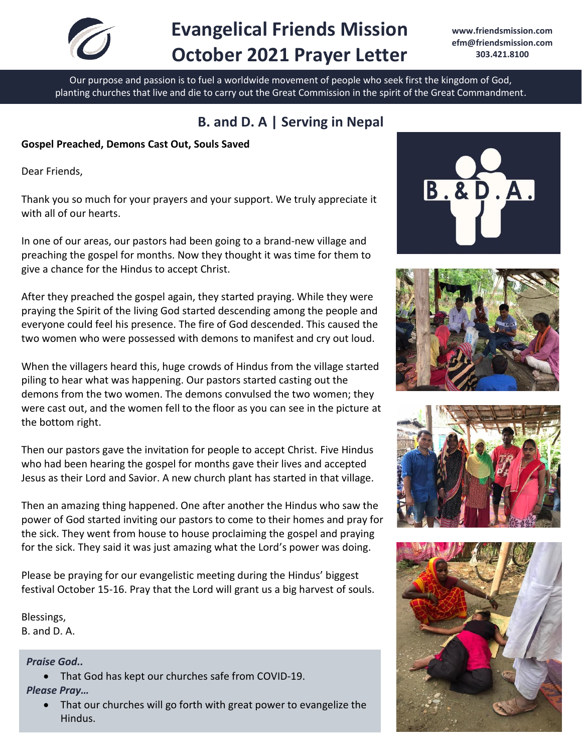# Evangelical Friends Mission October 2021 Prayer Letter

www.friendsmission.com
efm@friendsmission.com
303.421.8100

Our purpose and passion is to fuel a worldwide movement of people who seek first the kingdom of God, planting churches that live and die to carry out the Great Commission in the spirit of the Great Commandment.

## B. and D. A | Serving in Nepal

**Gospel Preached, Demons Cast Out, Souls Saved**

Dear Friends,

Thank you so much for your prayers and your support. We truly appreciate it with all of our hearts.

In one of our areas, our pastors had been going to a brand-new village and preaching the gospel for months. Now they thought it was time for them to give a chance for the Hindus to accept Christ.

After they preached the gospel again, they started praying. While they were praying the Spirit of the living God started descending among the people and everyone could feel his presence. The fire of God descended. This caused the two women who were possessed with demons to manifest and cry out loud.

When the villagers heard this, huge crowds of Hindus from the village started piling to hear what was happening. Our pastors started casting out the demons from the two women. The demons convulsed the two women; they were cast out, and the women fell to the floor as you can see in the picture at the bottom right.

Then our pastors gave the invitation for people to accept Christ. Five Hindus who had been hearing the gospel for months gave their lives and accepted Jesus as their Lord and Savior. A new church plant has started in that village.

Then an amazing thing happened. One after another the Hindus who saw the power of God started inviting our pastors to come to their homes and pray for the sick. They went from house to house proclaiming the gospel and praying for the sick. They said it was just amazing what the Lord's power was doing.

Please be praying for our evangelistic meeting during the Hindus' biggest festival October 15-16. Pray that the Lord will grant us a big harvest of souls.

Blessings,
B. and D. A.

***Praise God..***

- That God has kept our churches safe from COVID-19.

***Please Pray…***

- That our churches will go forth with great power to evangelize the Hindus.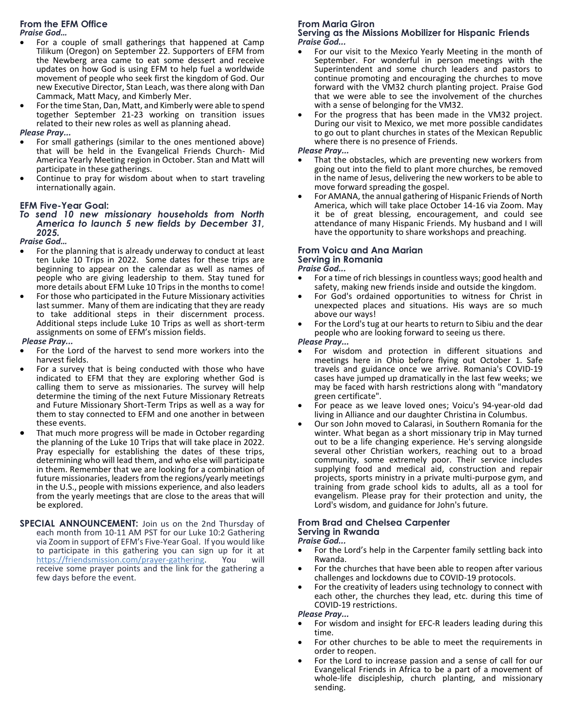## From the EFM Office

***Praise God…***

- For a couple of small gatherings that happened at Camp Tilikum (Oregon) on September 22. Supporters of EFM from the Newberg area came to eat some dessert and receive updates on how God is using EFM to help fuel a worldwide movement of people who seek first the kingdom of God. Our new Executive Director, Stan Leach, was there along with Dan Cammack, Matt Macy, and Kimberly Mer.
- For the time Stan, Dan, Matt, and Kimberly were able to spend together September 21-23 working on transition issues related to their new roles as well as planning ahead.

***Please Pray...***

- For small gatherings (similar to the ones mentioned above) that will be held in the Evangelical Friends Church- Mid America Yearly Meeting region in October. Stan and Matt will participate in these gatherings.
- Continue to pray for wisdom about when to start traveling internationally again.

## EFM Five-Year Goal:

***To send 10 new missionary households from North America to launch 5 new fields by December 31, 2025.***

***Praise God…***

- For the planning that is already underway to conduct at least ten Luke 10 Trips in 2022. Some dates for these trips are beginning to appear on the calendar as well as names of people who are giving leadership to them. Stay tuned for more details about EFM Luke 10 Trips in the months to come!
- For those who participated in the Future Missionary activities last summer. Many of them are indicating that they are ready to take additional steps in their discernment process. Additional steps include Luke 10 Trips as well as short-term assignments on some of EFM's mission fields.

***Please Pray...***

- For the Lord of the harvest to send more workers into the harvest fields.
- For a survey that is being conducted with those who have indicated to EFM that they are exploring whether God is calling them to serve as missionaries. The survey will help determine the timing of the next Future Missionary Retreats and Future Missionary Short-Term Trips as well as a way for them to stay connected to EFM and one another in between these events.
- That much more progress will be made in October regarding the planning of the Luke 10 Trips that will take place in 2022. Pray especially for establishing the dates of these trips, determining who will lead them, and who else will participate in them. Remember that we are looking for a combination of future missionaries, leaders from the regions/yearly meetings in the U.S., people with missions experience, and also leaders from the yearly meetings that are close to the areas that will be explored.

**SPECIAL ANNOUNCEMENT:** Join us on the 2nd Thursday of each month from 10-11 AM PST for our Luke 10:2 Gathering via Zoom in support of EFM's Five-Year Goal. If you would like to participate in this gathering you can sign up for it at https://friendsmission.com/prayer-gathering. You will receive some prayer points and the link for the gathering a few days before the event.

## From Maria Giron
### Serving as the Missions Mobilizer for Hispanic Friends

***Praise God...***

- For our visit to the Mexico Yearly Meeting in the month of September. For wonderful in person meetings with the Superintendent and some church leaders and pastors to continue promoting and encouraging the churches to move forward with the VM32 church planting project. Praise God that we were able to see the involvement of the churches with a sense of belonging for the VM32.
- For the progress that has been made in the VM32 project. During our visit to Mexico, we met more possible candidates to go out to plant churches in states of the Mexican Republic where there is no presence of Friends.

***Please Pray...***

- That the obstacles, which are preventing new workers from going out into the field to plant more churches, be removed in the name of Jesus, delivering the new workers to be able to move forward spreading the gospel.
- For AMANA, the annual gathering of Hispanic Friends of North America, which will take place October 14-16 via Zoom. May it be of great blessing, encouragement, and could see attendance of many Hispanic Friends. My husband and I will have the opportunity to share workshops and preaching.

## From Voicu and Ana Marian
### Serving in Romania

***Praise God...***

- For a time of rich blessings in countless ways; good health and safety, making new friends inside and outside the kingdom.
- For God's ordained opportunities to witness for Christ in unexpected places and situations. His ways are so much above our ways!
- For the Lord's tug at our hearts to return to Sibiu and the dear people who are looking forward to seeing us there.

***Please Pray...***

- For wisdom and protection in different situations and meetings here in Ohio before flying out October 1. Safe travels and guidance once we arrive. Romania's COVID-19 cases have jumped up dramatically in the last few weeks; we may be faced with harsh restrictions along with "mandatory green certificate".
- For peace as we leave loved ones; Voicu's 94-year-old dad living in Alliance and our daughter Christina in Columbus.
- Our son John moved to Calarasi, in Southern Romania for the winter. What began as a short missionary trip in May turned out to be a life changing experience. He's serving alongside several other Christian workers, reaching out to a broad community, some extremely poor. Their service includes supplying food and medical aid, construction and repair projects, sports ministry in a private multi-purpose gym, and training from grade school kids to adults, all as a tool for evangelism. Please pray for their protection and unity, the Lord's wisdom, and guidance for John's future.

## From Brad and Chelsea Carpenter
### Serving in Rwanda

***Praise God...***

- For the Lord's help in the Carpenter family settling back into Rwanda.
- For the churches that have been able to reopen after various challenges and lockdowns due to COVID-19 protocols.
- For the creativity of leaders using technology to connect with each other, the churches they lead, etc. during this time of COVID-19 restrictions.

***Please Pray...***

- For wisdom and insight for EFC-R leaders leading during this time.
- For other churches to be able to meet the requirements in order to reopen.
- For the Lord to increase passion and a sense of call for our Evangelical Friends in Africa to be a part of a movement of whole-life discipleship, church planting, and missionary sending.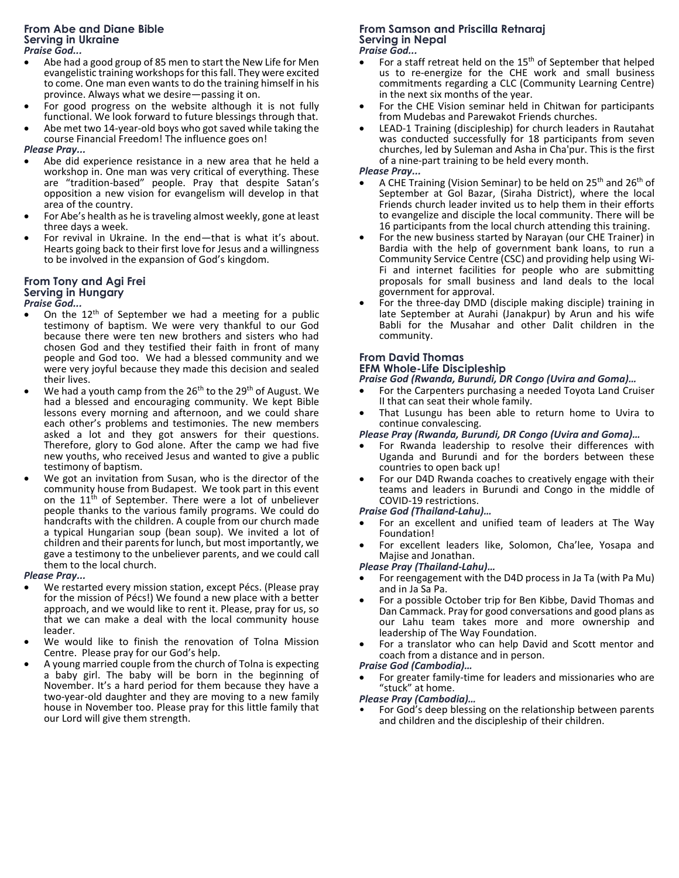### From Abe and Diane Bible
### Serving in Ukraine

***Praise God...***

- Abe had a good group of 85 men to start the New Life for Men evangelistic training workshops for this fall. They were excited to come. One man even wants to do the training himself in his province. Always what we desire—passing it on.
- For good progress on the website although it is not fully functional. We look forward to future blessings through that.
- Abe met two 14-year-old boys who got saved while taking the course Financial Freedom! The influence goes on!

***Please Pray...***

- Abe did experience resistance in a new area that he held a workshop in. One man was very critical of everything. These are "tradition-based" people. Pray that despite Satan's opposition a new vision for evangelism will develop in that area of the country.
- For Abe's health as he is traveling almost weekly, gone at least three days a week.
- For revival in Ukraine. In the end—that is what it's about. Hearts going back to their first love for Jesus and a willingness to be involved in the expansion of God's kingdom.

### From Tony and Agi Frei
### Serving in Hungary

***Praise God...***

- On the 12th of September we had a meeting for a public testimony of baptism. We were very thankful to our God because there were ten new brothers and sisters who had chosen God and they testified their faith in front of many people and God too. We had a blessed community and we were very joyful because they made this decision and sealed their lives.
- We had a youth camp from the 26th to the 29th of August. We had a blessed and encouraging community. We kept Bible lessons every morning and afternoon, and we could share each other's problems and testimonies. The new members asked a lot and they got answers for their questions. Therefore, glory to God alone. After the camp we had five new youths, who received Jesus and wanted to give a public testimony of baptism.
- We got an invitation from Susan, who is the director of the community house from Budapest. We took part in this event on the 11th of September. There were a lot of unbeliever people thanks to the various family programs. We could do handcrafts with the children. A couple from our church made a typical Hungarian soup (bean soup). We invited a lot of children and their parents for lunch, but most importantly, we gave a testimony to the unbeliever parents, and we could call them to the local church.

***Please Pray...***

- We restarted every mission station, except Pécs. (Please pray for the mission of Pécs!) We found a new place with a better approach, and we would like to rent it. Please, pray for us, so that we can make a deal with the local community house leader.
- We would like to finish the renovation of Tolna Mission Centre. Please pray for our God's help.
- A young married couple from the church of Tolna is expecting a baby girl. The baby will be born in the beginning of November. It's a hard period for them because they have a two-year-old daughter and they are moving to a new family house in November too. Please pray for this little family that our Lord will give them strength.

### From Samson and Priscilla Retnaraj
### Serving in Nepal

***Praise God...***

- For a staff retreat held on the 15th of September that helped us to re-energize for the CHE work and small business commitments regarding a CLC (Community Learning Centre) in the next six months of the year.
- For the CHE Vision seminar held in Chitwan for participants from Mudebas and Parewakot Friends churches.
- LEAD-1 Training (discipleship) for church leaders in Rautahat was conducted successfully for 18 participants from seven churches, led by Suleman and Asha in Cha'pur. This is the first of a nine-part training to be held every month.

***Please Pray...***

- A CHE Training (Vision Seminar) to be held on 25th and 26th of September at Gol Bazar, (Siraha District), where the local Friends church leader invited us to help them in their efforts to evangelize and disciple the local community. There will be 16 participants from the local church attending this training.
- For the new business started by Narayan (our CHE Trainer) in Bardia with the help of government bank loans, to run a Community Service Centre (CSC) and providing help using Wi-Fi and internet facilities for people who are submitting proposals for small business and land deals to the local government for approval.
- For the three-day DMD (disciple making disciple) training in late September at Aurahi (Janakpur) by Arun and his wife Babli for the Musahar and other Dalit children in the community.

### From David Thomas
### EFM Whole-Life Discipleship

***Praise God (Rwanda, Burundi, DR Congo (Uvira and Goma)…***

- For the Carpenters purchasing a needed Toyota Land Cruiser II that can seat their whole family.
- That Lusungu has been able to return home to Uvira to continue convalescing.

***Please Pray (Rwanda, Burundi, DR Congo (Uvira and Goma)…***

- For Rwanda leadership to resolve their differences with Uganda and Burundi and for the borders between these countries to open back up!
- For our D4D Rwanda coaches to creatively engage with their teams and leaders in Burundi and Congo in the middle of COVID-19 restrictions.

***Praise God (Thailand-Lahu)…***

- For an excellent and unified team of leaders at The Way Foundation!
- For excellent leaders like, Solomon, Cha'lee, Yosapa and Majise and Jonathan.

***Please Pray (Thailand-Lahu)…***

- For reengagement with the D4D process in Ja Ta (with Pa Mu) and in Ja Sa Pa.
- For a possible October trip for Ben Kibbe, David Thomas and Dan Cammack. Pray for good conversations and good plans as our Lahu team takes more and more ownership and leadership of The Way Foundation.
- For a translator who can help David and Scott mentor and coach from a distance and in person.

***Praise God (Cambodia)…***

- For greater family-time for leaders and missionaries who are "stuck" at home.

***Please Pray (Cambodia)…***

- For God's deep blessing on the relationship between parents and children and the discipleship of their children.